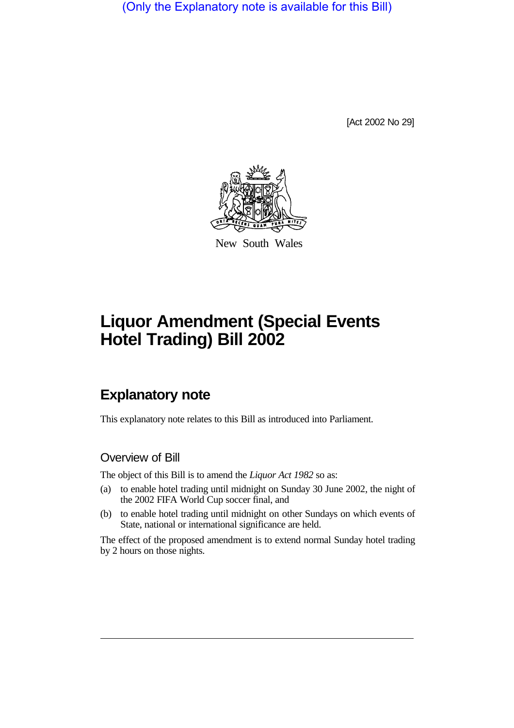(Only the Explanatory note is available for this Bill)

[Act 2002 No 29]

New South Wales

# Liquor Amendment (Special Events Hotel Trading) Bill 2002

## Explanatory note

This explanatory note relates to this Bill as introduced into Parliament.

### Overview of Bill

The object of this Bill is to amend the *Liquor Act 1982* so as:

(a) to enable hotel trading until midnight on Sunday 30 June 2002, the night of the 2002 FIFA World Cup soccer final, and

(b) to enable hotel trading until midnight on other Sundays on which events of State, national or international significance are held.

The effect of the proposed amendment is to extend normal Sunday hotel trading by 2 hours on those nights.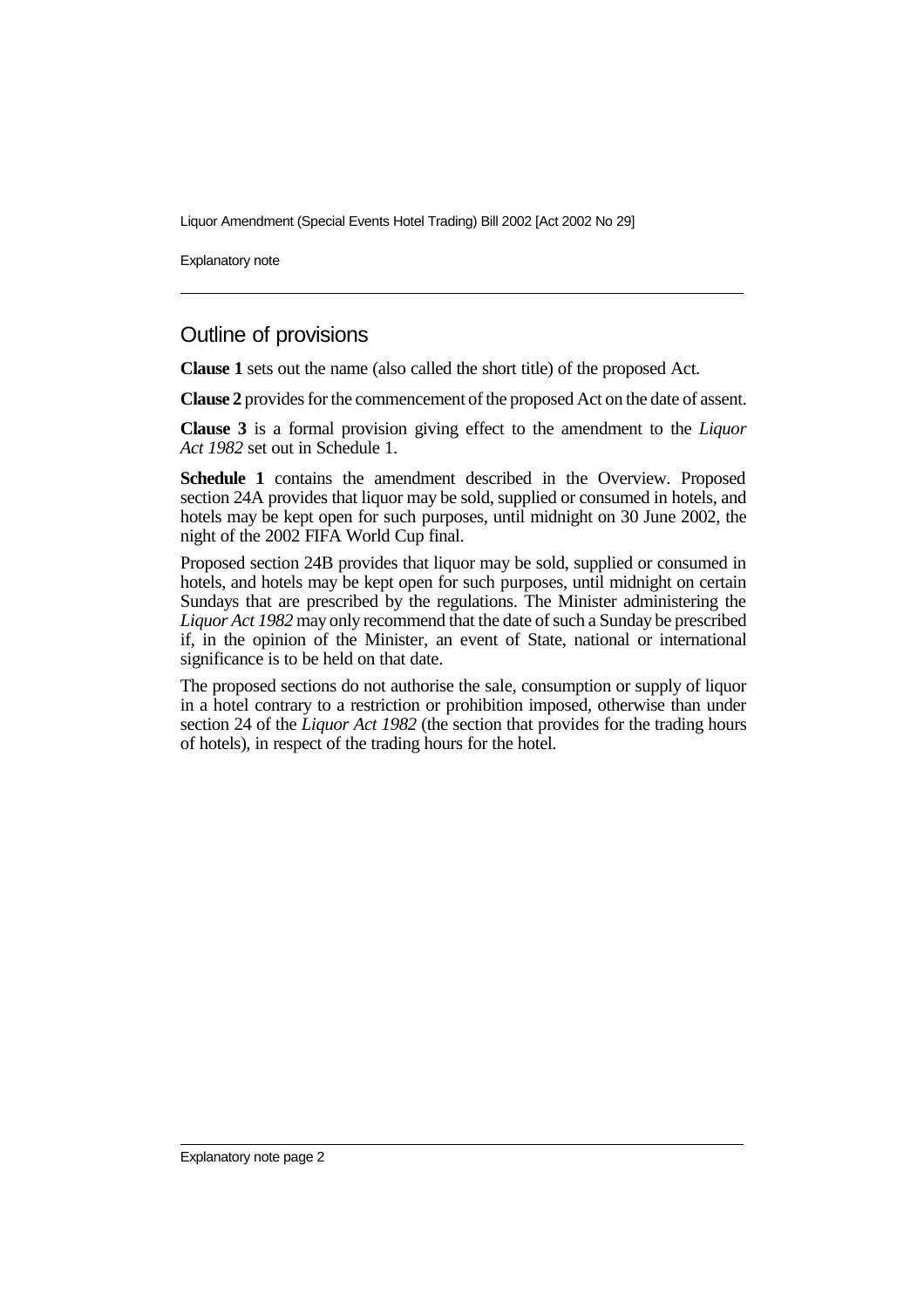## Outline of provisions

**Clause 1** sets out the name (also called the short title) of the proposed Act.

**Clause 2** provides for the commencement of the proposed Act on the date of assent.

**Clause 3** is a formal provision giving effect to the amendment to the *Liquor Act 1982* set out in Schedule 1.

**Schedule 1** contains the amendment described in the Overview. Proposed section 24A provides that liquor may be sold, supplied or consumed in hotels, and hotels may be kept open for such purposes, until midnight on 30 June 2002, the night of the 2002 FIFA World Cup final.

Proposed section 24B provides that liquor may be sold, supplied or consumed in hotels, and hotels may be kept open for such purposes, until midnight on certain Sundays that are prescribed by the regulations. The Minister administering the *Liquor Act 1982* may only recommend that the date of such a Sunday be prescribed if, in the opinion of the Minister, an event of State, national or international significance is to be held on that date.

The proposed sections do not authorise the sale, consumption or supply of liquor in a hotel contrary to a restriction or prohibition imposed, otherwise than under section 24 of the *Liquor Act 1982* (the section that provides for the trading hours of hotels), in respect of the trading hours for the hotel.